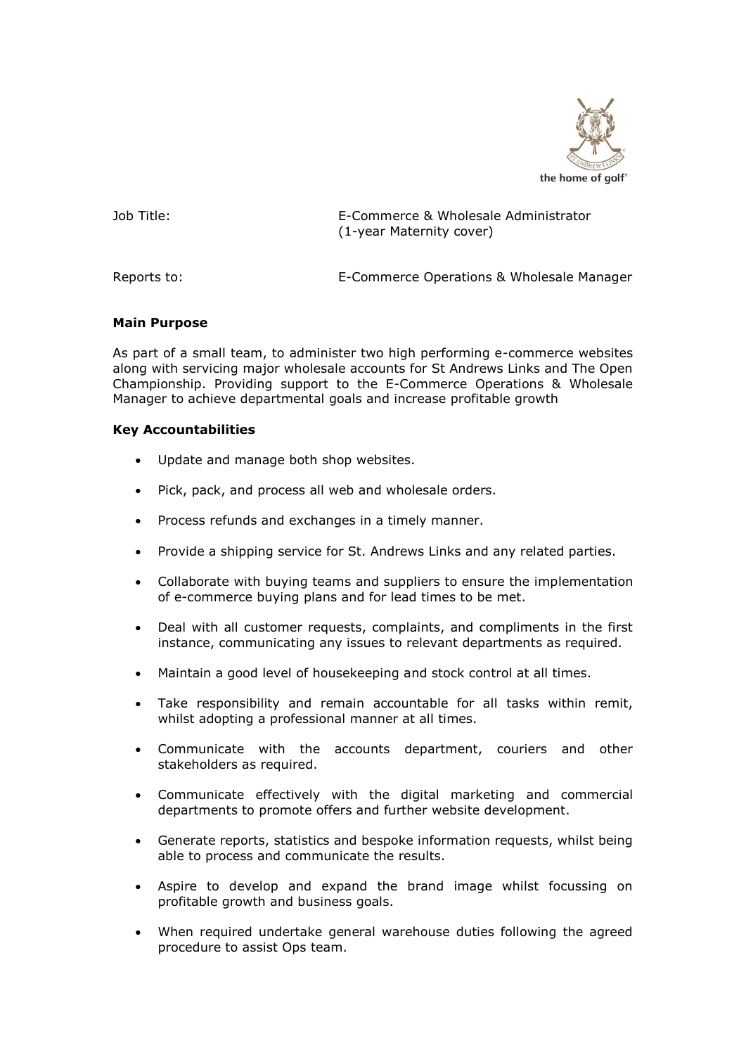the home of golf®

Job Title: E-Commerce & Wholesale Administrator (1-year Maternity cover)

Reports to: E-Commerce Operations & Wholesale Manager

**Main Purpose**

As part of a small team, to administer two high performing e-commerce websites along with servicing major wholesale accounts for St Andrews Links and The Open Championship. Providing support to the E-Commerce Operations & Wholesale Manager to achieve departmental goals and increase profitable growth

**Key Accountabilities**

- Update and manage both shop websites.
- Pick, pack, and process all web and wholesale orders.
- Process refunds and exchanges in a timely manner.
- Provide a shipping service for St. Andrews Links and any related parties.
- Collaborate with buying teams and suppliers to ensure the implementation of e-commerce buying plans and for lead times to be met.
- Deal with all customer requests, complaints, and compliments in the first instance, communicating any issues to relevant departments as required.
- Maintain a good level of housekeeping and stock control at all times.
- Take responsibility and remain accountable for all tasks within remit, whilst adopting a professional manner at all times.
- Communicate with the accounts department, couriers and other stakeholders as required.
- Communicate effectively with the digital marketing and commercial departments to promote offers and further website development.
- Generate reports, statistics and bespoke information requests, whilst being able to process and communicate the results.
- Aspire to develop and expand the brand image whilst focussing on profitable growth and business goals.
- When required undertake general warehouse duties following the agreed procedure to assist Ops team.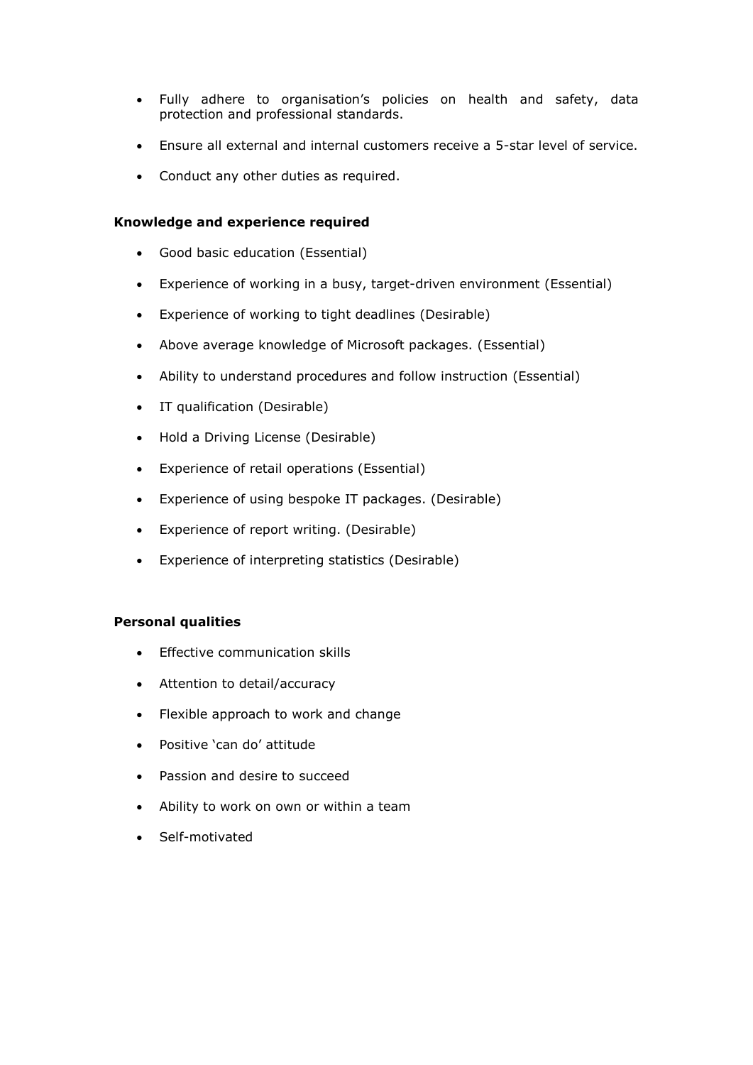- Fully adhere to organisation's policies on health and safety, data protection and professional standards.
- Ensure all external and internal customers receive a 5-star level of service.
- Conduct any other duties as required.

**Knowledge and experience required**

- Good basic education (Essential)
- Experience of working in a busy, target-driven environment (Essential)
- Experience of working to tight deadlines (Desirable)
- Above average knowledge of Microsoft packages. (Essential)
- Ability to understand procedures and follow instruction (Essential)
- IT qualification (Desirable)
- Hold a Driving License (Desirable)
- Experience of retail operations (Essential)
- Experience of using bespoke IT packages. (Desirable)
- Experience of report writing. (Desirable)
- Experience of interpreting statistics (Desirable)

**Personal qualities**

- Effective communication skills
- Attention to detail/accuracy
- Flexible approach to work and change
- Positive 'can do' attitude
- Passion and desire to succeed
- Ability to work on own or within a team
- Self-motivated